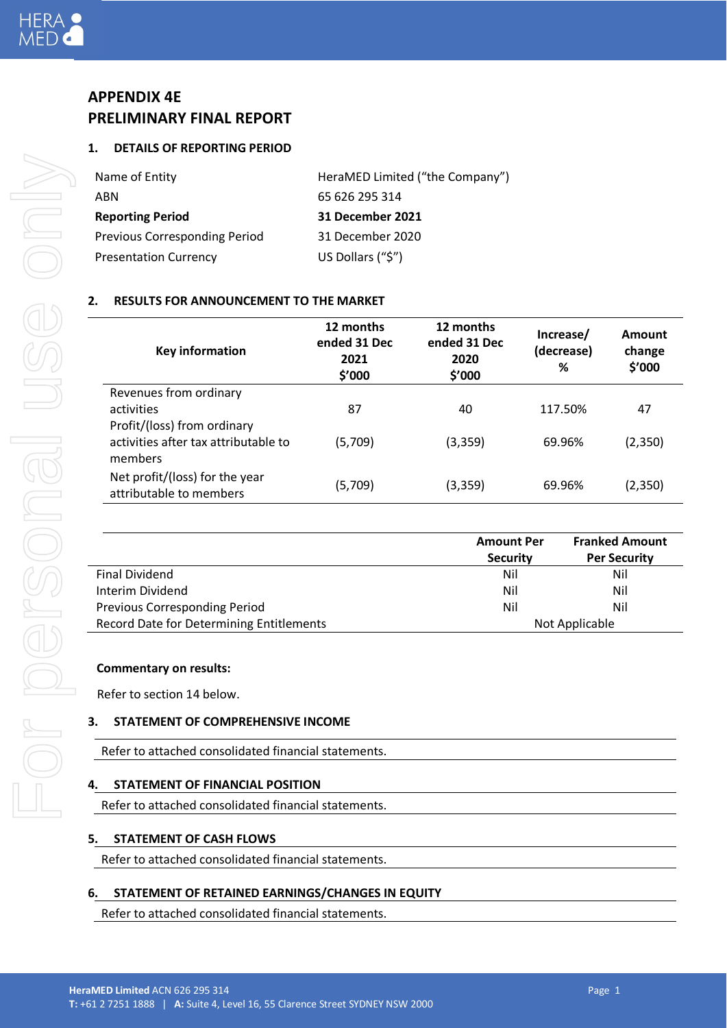# APPENDIX 4E
# PRELIMINARY FINAL REPORT

## 1. DETAILS OF REPORTING PERIOD

| | |
|---|---|
| Name of Entity | HeraMED Limited ("the Company") |
| ABN | 65 626 295 314 |
| **Reporting Period** | **31 December 2021** |
| Previous Corresponding Period | 31 December 2020 |
| Presentation Currency | US Dollars ("$") |

## 2. RESULTS FOR ANNOUNCEMENT TO THE MARKET

| Key information | 12 months ended 31 Dec 2021 $'000 | 12 months ended 31 Dec 2020 $'000 | Increase/ (decrease) % | Amount change $'000 |
|---|---|---|---|---|
| Revenues from ordinary activities | 87 | 40 | 117.50% | 47 |
| Profit/(loss) from ordinary activities after tax attributable to members | (5,709) | (3,359) | 69.96% | (2,350) |
| Net profit/(loss) for the year attributable to members | (5,709) | (3,359) | 69.96% | (2,350) |

| | Amount Per Security | Franked Amount Per Security |
|---|---|---|
| Final Dividend | Nil | Nil |
| Interim Dividend | Nil | Nil |
| Previous Corresponding Period | Nil | Nil |
| Record Date for Determining Entitlements | Not Applicable | |

**Commentary on results:**

Refer to section 14 below.

## 3. STATEMENT OF COMPREHENSIVE INCOME

Refer to attached consolidated financial statements.

## 4. STATEMENT OF FINANCIAL POSITION

Refer to attached consolidated financial statements.

## 5. STATEMENT OF CASH FLOWS

Refer to attached consolidated financial statements.

## 6. STATEMENT OF RETAINED EARNINGS/CHANGES IN EQUITY

Refer to attached consolidated financial statements.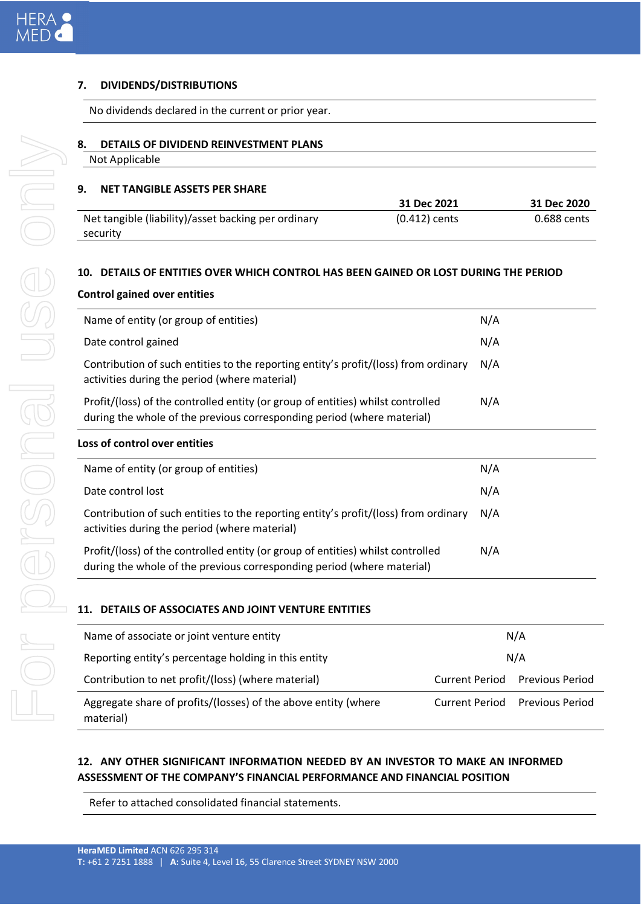## 7. DIVIDENDS/DISTRIBUTIONS

No dividends declared in the current or prior year.

## 8. DETAILS OF DIVIDEND REINVESTMENT PLANS

Not Applicable

## 9. NET TANGIBLE ASSETS PER SHARE

| | 31 Dec 2021 | 31 Dec 2020 |
|---|---|---|
| Net tangible (liability)/asset backing per ordinary security | (0.412) cents | 0.688 cents |

## 10. DETAILS OF ENTITIES OVER WHICH CONTROL HAS BEEN GAINED OR LOST DURING THE PERIOD

**Control gained over entities**

| | |
|---|---|
| Name of entity (or group of entities) | N/A |
| Date control gained | N/A |
| Contribution of such entities to the reporting entity's profit/(loss) from ordinary activities during the period (where material) | N/A |
| Profit/(loss) of the controlled entity (or group of entities) whilst controlled during the whole of the previous corresponding period (where material) | N/A |

**Loss of control over entities**

| | |
|---|---|
| Name of entity (or group of entities) | N/A |
| Date control lost | N/A |
| Contribution of such entities to the reporting entity's profit/(loss) from ordinary activities during the period (where material) | N/A |
| Profit/(loss) of the controlled entity (or group of entities) whilst controlled during the whole of the previous corresponding period (where material) | N/A |

## 11. DETAILS OF ASSOCIATES AND JOINT VENTURE ENTITIES

| | | |
|---|---|---|
| Name of associate or joint venture entity | N/A | |
| Reporting entity's percentage holding in this entity | N/A | |
| Contribution to net profit/(loss) (where material) | Current Period | Previous Period |
| Aggregate share of profits/(losses) of the above entity (where material) | Current Period | Previous Period |

## 12. ANY OTHER SIGNIFICANT INFORMATION NEEDED BY AN INVESTOR TO MAKE AN INFORMED ASSESSMENT OF THE COMPANY'S FINANCIAL PERFORMANCE AND FINANCIAL POSITION

Refer to attached consolidated financial statements.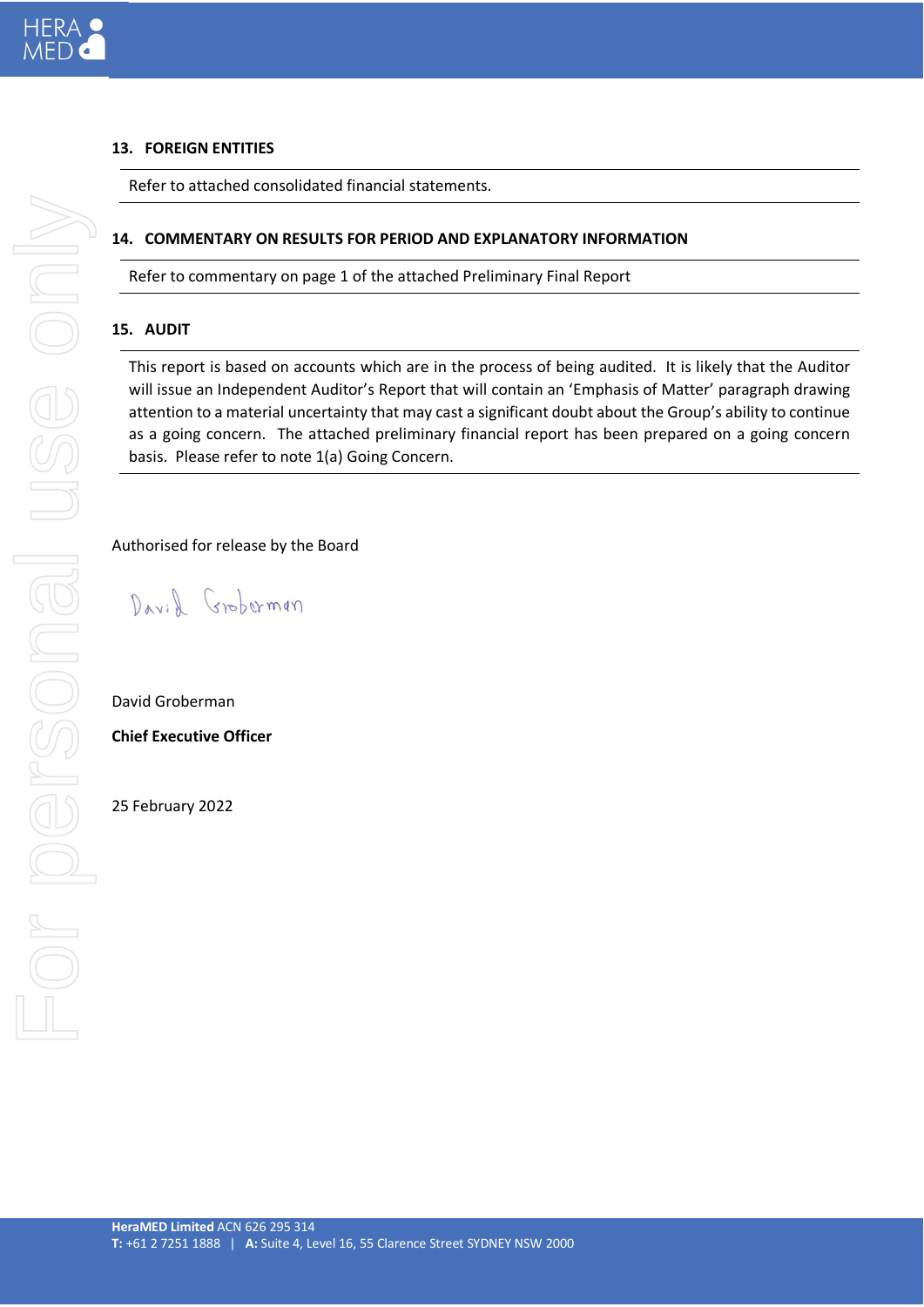## 13. FOREIGN ENTITIES

Refer to attached consolidated financial statements.

## 14. COMMENTARY ON RESULTS FOR PERIOD AND EXPLANATORY INFORMATION

Refer to commentary on page 1 of the attached Preliminary Final Report

## 15. AUDIT

This report is based on accounts which are in the process of being audited. It is likely that the Auditor will issue an Independent Auditor's Report that will contain an 'Emphasis of Matter' paragraph drawing attention to a material uncertainty that may cast a significant doubt about the Group's ability to continue as a going concern. The attached preliminary financial report has been prepared on a going concern basis. Please refer to note 1(a) Going Concern.

Authorised for release by the Board

David Groberman

David Groberman

**Chief Executive Officer**

25 February 2022

**HeraMED Limited** ACN 626 295 314
**T:** +61 2 7251 1888 | **A:** Suite 4, Level 16, 55 Clarence Street SYDNEY NSW 2000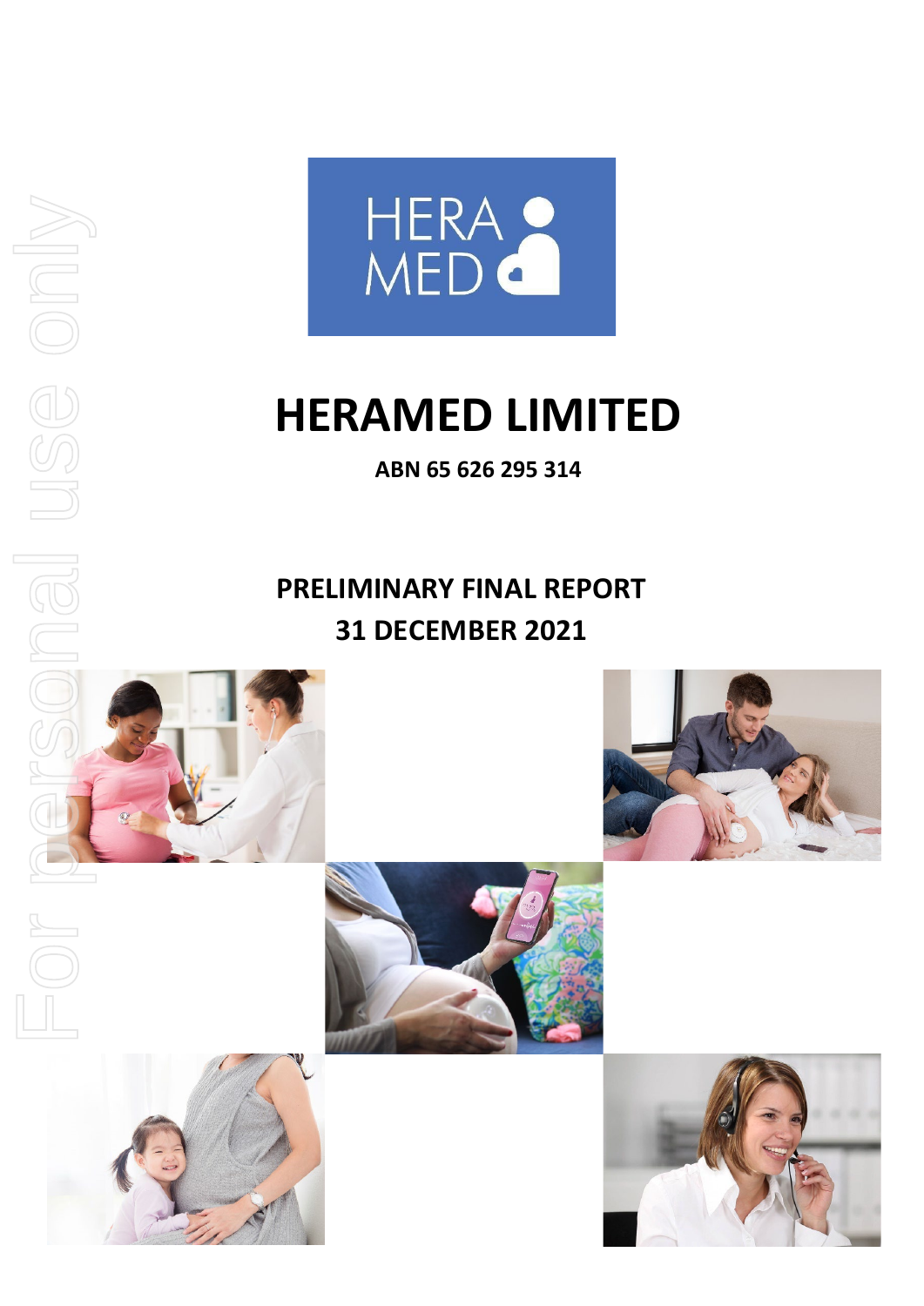# HERAMED LIMITED

**ABN 65 626 295 314**

## PRELIMINARY FINAL REPORT
## 31 DECEMBER 2021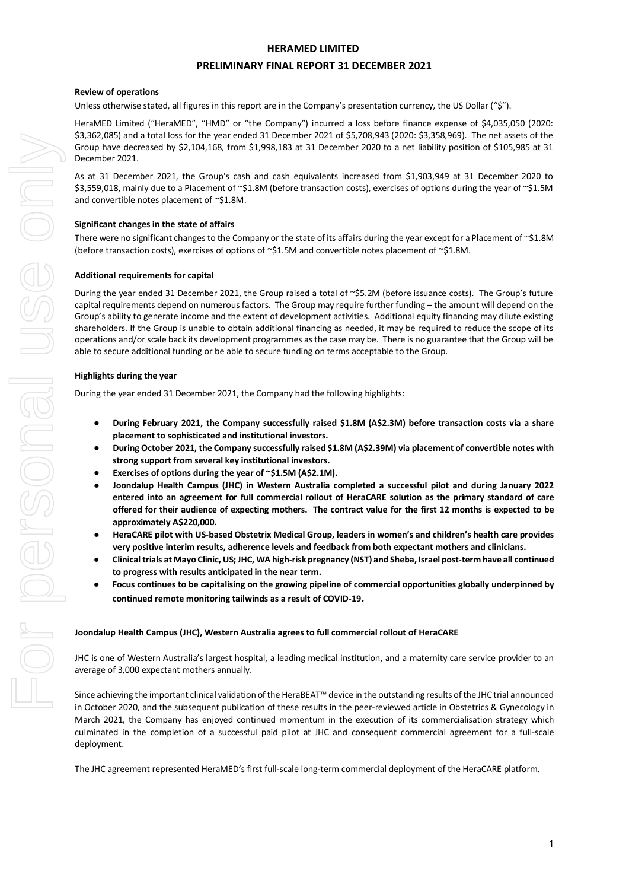# HERAMED LIMITED

## PRELIMINARY FINAL REPORT 31 DECEMBER 2021

**Review of operations**

Unless otherwise stated, all figures in this report are in the Company's presentation currency, the US Dollar ("$").

HeraMED Limited ("HeraMED", "HMD" or "the Company") incurred a loss before finance expense of $4,035,050 (2020: $3,362,085) and a total loss for the year ended 31 December 2021 of $5,708,943 (2020: $3,358,969). The net assets of the Group have decreased by $2,104,168, from $1,998,183 at 31 December 2020 to a net liability position of $105,985 at 31 December 2021.

As at 31 December 2021, the Group's cash and cash equivalents increased from $1,903,949 at 31 December 2020 to $3,559,018, mainly due to a Placement of ~$1.8M (before transaction costs), exercises of options during the year of ~$1.5M and convertible notes placement of ~$1.8M.

**Significant changes in the state of affairs**

There were no significant changes to the Company or the state of its affairs during the year except for a Placement of ~$1.8M (before transaction costs), exercises of options of ~$1.5M and convertible notes placement of ~$1.8M.

**Additional requirements for capital**

During the year ended 31 December 2021, the Group raised a total of ~$5.2M (before issuance costs). The Group's future capital requirements depend on numerous factors. The Group may require further funding – the amount will depend on the Group's ability to generate income and the extent of development activities. Additional equity financing may dilute existing shareholders. If the Group is unable to obtain additional financing as needed, it may be required to reduce the scope of its operations and/or scale back its development programmes as the case may be. There is no guarantee that the Group will be able to secure additional funding or be able to secure funding on terms acceptable to the Group.

**Highlights during the year**

During the year ended 31 December 2021, the Company had the following highlights:

- **During February 2021, the Company successfully raised $1.8M (A$2.3M) before transaction costs via a share placement to sophisticated and institutional investors.**
- **During October 2021, the Company successfully raised $1.8M (A$2.39M) via placement of convertible notes with strong support from several key institutional investors.**
- **Exercises of options during the year of ~$1.5M (A$2.1M).**
- **Joondalup Health Campus (JHC) in Western Australia completed a successful pilot and during January 2022 entered into an agreement for full commercial rollout of HeraCARE solution as the primary standard of care offered for their audience of expecting mothers. The contract value for the first 12 months is expected to be approximately A$220,000.**
- **HeraCARE pilot with US-based Obstetrix Medical Group, leaders in women's and children's health care provides very positive interim results, adherence levels and feedback from both expectant mothers and clinicians.**
- **Clinical trials at Mayo Clinic, US; JHC, WA high-risk pregnancy (NST) and Sheba, Israel post-term have all continued to progress with results anticipated in the near term.**
- **Focus continues to be capitalising on the growing pipeline of commercial opportunities globally underpinned by continued remote monitoring tailwinds as a result of COVID-19.**

**Joondalup Health Campus (JHC), Western Australia agrees to full commercial rollout of HeraCARE**

JHC is one of Western Australia's largest hospital, a leading medical institution, and a maternity care service provider to an average of 3,000 expectant mothers annually.

Since achieving the important clinical validation of the HeraBEAT™ device in the outstanding results of the JHC trial announced in October 2020, and the subsequent publication of these results in the peer-reviewed article in Obstetrics & Gynecology in March 2021, the Company has enjoyed continued momentum in the execution of its commercialisation strategy which culminated in the completion of a successful paid pilot at JHC and consequent commercial agreement for a full-scale deployment.

The JHC agreement represented HeraMED's first full-scale long-term commercial deployment of the HeraCARE platform.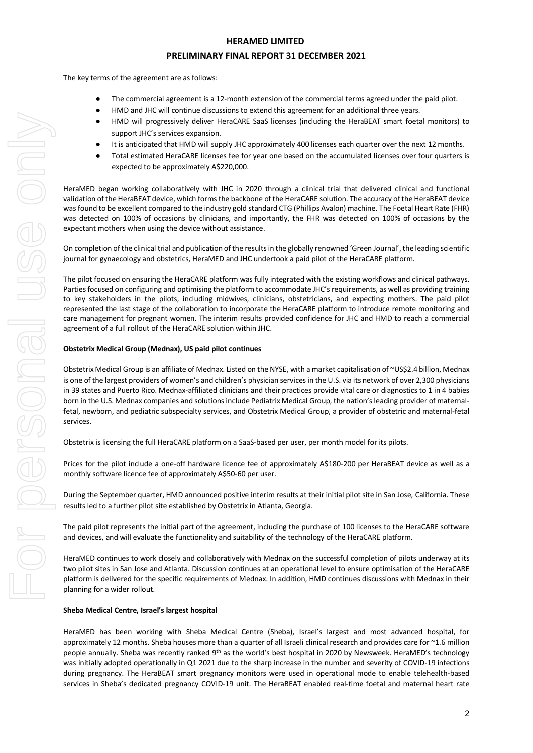The key terms of the agreement are as follows:

- The commercial agreement is a 12-month extension of the commercial terms agreed under the paid pilot.
- HMD and JHC will continue discussions to extend this agreement for an additional three years.
- HMD will progressively deliver HeraCARE SaaS licenses (including the HeraBEAT smart foetal monitors) to support JHC's services expansion.
- It is anticipated that HMD will supply JHC approximately 400 licenses each quarter over the next 12 months.
- Total estimated HeraCARE licenses fee for year one based on the accumulated licenses over four quarters is expected to be approximately A$220,000.

HeraMED began working collaboratively with JHC in 2020 through a clinical trial that delivered clinical and functional validation of the HeraBEAT device, which forms the backbone of the HeraCARE solution. The accuracy of the HeraBEAT device was found to be excellent compared to the industry gold standard CTG (Phillips Avalon) machine. The Foetal Heart Rate (FHR) was detected on 100% of occasions by clinicians, and importantly, the FHR was detected on 100% of occasions by the expectant mothers when using the device without assistance.

On completion of the clinical trial and publication of the results in the globally renowned 'Green Journal', the leading scientific journal for gynaecology and obstetrics, HeraMED and JHC undertook a paid pilot of the HeraCARE platform.

The pilot focused on ensuring the HeraCARE platform was fully integrated with the existing workflows and clinical pathways. Parties focused on configuring and optimising the platform to accommodate JHC's requirements, as well as providing training to key stakeholders in the pilots, including midwives, clinicians, obstetricians, and expecting mothers. The paid pilot represented the last stage of the collaboration to incorporate the HeraCARE platform to introduce remote monitoring and care management for pregnant women. The interim results provided confidence for JHC and HMD to reach a commercial agreement of a full rollout of the HeraCARE solution within JHC.

**Obstetrix Medical Group (Mednax), US paid pilot continues**

Obstetrix Medical Group is an affiliate of Mednax. Listed on the NYSE, with a market capitalisation of ~US$2.4 billion, Mednax is one of the largest providers of women's and children's physician services in the U.S. via its network of over 2,300 physicians in 39 states and Puerto Rico. Mednax-affiliated clinicians and their practices provide vital care or diagnostics to 1 in 4 babies born in the U.S. Mednax companies and solutions include Pediatrix Medical Group, the nation's leading provider of maternal-fetal, newborn, and pediatric subspecialty services, and Obstetrix Medical Group, a provider of obstetric and maternal-fetal services.

Obstetrix is licensing the full HeraCARE platform on a SaaS-based per user, per month model for its pilots.

Prices for the pilot include a one-off hardware licence fee of approximately A$180-200 per HeraBEAT device as well as a monthly software licence fee of approximately A$50-60 per user.

During the September quarter, HMD announced positive interim results at their initial pilot site in San Jose, California. These results led to a further pilot site established by Obstetrix in Atlanta, Georgia.

The paid pilot represents the initial part of the agreement, including the purchase of 100 licenses to the HeraCARE software and devices, and will evaluate the functionality and suitability of the technology of the HeraCARE platform.

HeraMED continues to work closely and collaboratively with Mednax on the successful completion of pilots underway at its two pilot sites in San Jose and Atlanta. Discussion continues at an operational level to ensure optimisation of the HeraCARE platform is delivered for the specific requirements of Mednax. In addition, HMD continues discussions with Mednax in their planning for a wider rollout.

**Sheba Medical Centre, Israel's largest hospital**

HeraMED has been working with Sheba Medical Centre (Sheba), Israel's largest and most advanced hospital, for approximately 12 months. Sheba houses more than a quarter of all Israeli clinical research and provides care for ~1.6 million people annually. Sheba was recently ranked 9th as the world's best hospital in 2020 by Newsweek. HeraMED's technology was initially adopted operationally in Q1 2021 due to the sharp increase in the number and severity of COVID-19 infections during pregnancy. The HeraBEAT smart pregnancy monitors were used in operational mode to enable telehealth-based services in Sheba's dedicated pregnancy COVID-19 unit. The HeraBEAT enabled real-time foetal and maternal heart rate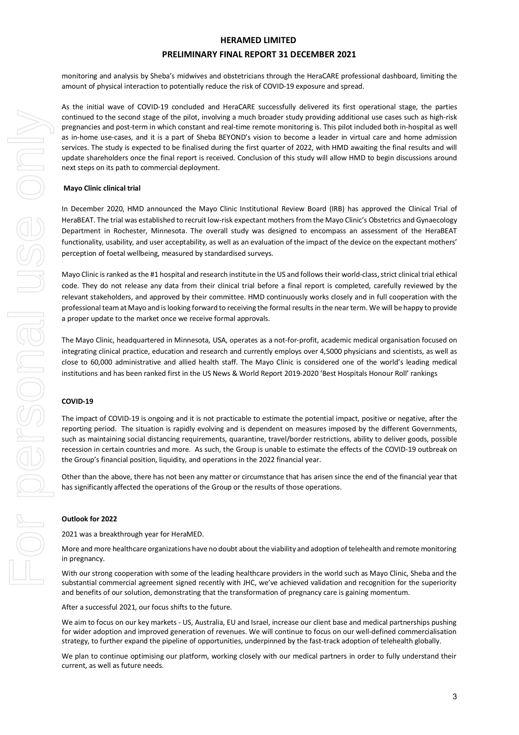monitoring and analysis by Sheba's midwives and obstetricians through the HeraCARE professional dashboard, limiting the amount of physical interaction to potentially reduce the risk of COVID-19 exposure and spread.

As the initial wave of COVID-19 concluded and HeraCARE successfully delivered its first operational stage, the parties continued to the second stage of the pilot, involving a much broader study providing additional use cases such as high-risk pregnancies and post-term in which constant and real-time remote monitoring is. This pilot included both in-hospital as well as in-home use-cases, and it is a part of Sheba BEYOND's vision to become a leader in virtual care and home admission services. The study is expected to be finalised during the first quarter of 2022, with HMD awaiting the final results and will update shareholders once the final report is received. Conclusion of this study will allow HMD to begin discussions around next steps on its path to commercial deployment.

**Mayo Clinic clinical trial**

In December 2020, HMD announced the Mayo Clinic Institutional Review Board (IRB) has approved the Clinical Trial of HeraBEAT. The trial was established to recruit low-risk expectant mothers from the Mayo Clinic's Obstetrics and Gynaecology Department in Rochester, Minnesota. The overall study was designed to encompass an assessment of the HeraBEAT functionality, usability, and user acceptability, as well as an evaluation of the impact of the device on the expectant mothers' perception of foetal wellbeing, measured by standardised surveys.

Mayo Clinic is ranked as the #1 hospital and research institute in the US and follows their world-class, strict clinical trial ethical code. They do not release any data from their clinical trial before a final report is completed, carefully reviewed by the relevant stakeholders, and approved by their committee. HMD continuously works closely and in full cooperation with the professional team at Mayo and is looking forward to receiving the formal results in the near term. We will be happy to provide a proper update to the market once we receive formal approvals.

The Mayo Clinic, headquartered in Minnesota, USA, operates as a not-for-profit, academic medical organisation focused on integrating clinical practice, education and research and currently employs over 4,5000 physicians and scientists, as well as close to 60,000 administrative and allied health staff. The Mayo Clinic is considered one of the world's leading medical institutions and has been ranked first in the US News & World Report 2019-2020 'Best Hospitals Honour Roll' rankings

**COVID-19**

The impact of COVID-19 is ongoing and it is not practicable to estimate the potential impact, positive or negative, after the reporting period. The situation is rapidly evolving and is dependent on measures imposed by the different Governments, such as maintaining social distancing requirements, quarantine, travel/border restrictions, ability to deliver goods, possible recession in certain countries and more. As such, the Group is unable to estimate the effects of the COVID-19 outbreak on the Group's financial position, liquidity, and operations in the 2022 financial year.

Other than the above, there has not been any matter or circumstance that has arisen since the end of the financial year that has significantly affected the operations of the Group or the results of those operations.

**Outlook for 2022**

2021 was a breakthrough year for HeraMED.

More and more healthcare organizations have no doubt about the viability and adoption of telehealth and remote monitoring in pregnancy.

With our strong cooperation with some of the leading healthcare providers in the world such as Mayo Clinic, Sheba and the substantial commercial agreement signed recently with JHC, we've achieved validation and recognition for the superiority and benefits of our solution, demonstrating that the transformation of pregnancy care is gaining momentum.

After a successful 2021, our focus shifts to the future.

We aim to focus on our key markets - US, Australia, EU and Israel, increase our client base and medical partnerships pushing for wider adoption and improved generation of revenues. We will continue to focus on our well-defined commercialisation strategy, to further expand the pipeline of opportunities, underpinned by the fast-track adoption of telehealth globally.

We plan to continue optimising our platform, working closely with our medical partners in order to fully understand their current, as well as future needs.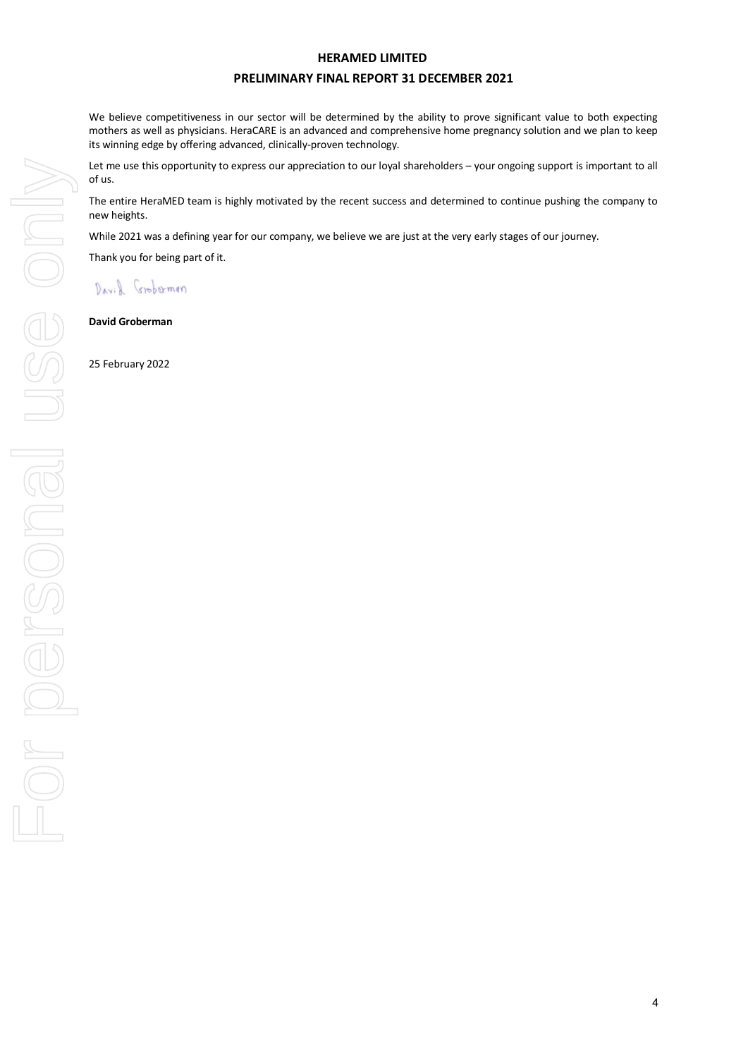We believe competitiveness in our sector will be determined by the ability to prove significant value to both expecting mothers as well as physicians. HeraCARE is an advanced and comprehensive home pregnancy solution and we plan to keep its winning edge by offering advanced, clinically-proven technology.

Let me use this opportunity to express our appreciation to our loyal shareholders – your ongoing support is important to all of us.

The entire HeraMED team is highly motivated by the recent success and determined to continue pushing the company to new heights.

While 2021 was a defining year for our company, we believe we are just at the very early stages of our journey.

Thank you for being part of it.

David Groberman

**David Groberman**

25 February 2022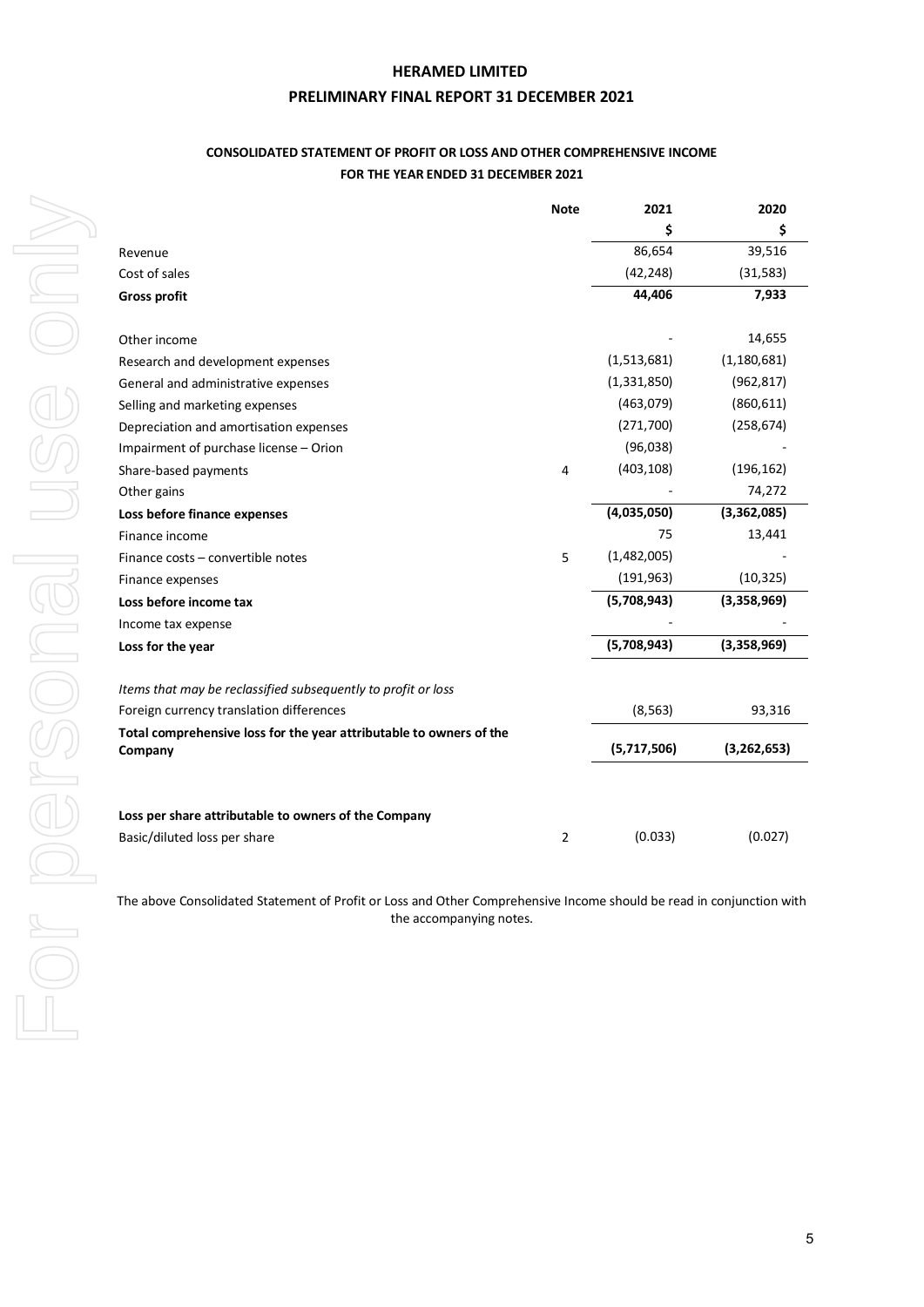# HERAMED LIMITED

## PRELIMINARY FINAL REPORT 31 DECEMBER 2021

### CONSOLIDATED STATEMENT OF PROFIT OR LOSS AND OTHER COMPREHENSIVE INCOME
### FOR THE YEAR ENDED 31 DECEMBER 2021

| | Note | 2021 | 2020 |
|---|---|---|---|
| | | $ | $ |
| Revenue | | 86,654 | 39,516 |
| Cost of sales | | (42,248) | (31,583) |
| **Gross profit** | | **44,406** | **7,933** |
| | | | |
| Other income | | - | 14,655 |
| Research and development expenses | | (1,513,681) | (1,180,681) |
| General and administrative expenses | | (1,331,850) | (962,817) |
| Selling and marketing expenses | | (463,079) | (860,611) |
| Depreciation and amortisation expenses | | (271,700) | (258,674) |
| Impairment of purchase license – Orion | | (96,038) | - |
| Share-based payments | 4 | (403,108) | (196,162) |
| Other gains | | - | 74,272 |
| **Loss before finance expenses** | | **(4,035,050)** | **(3,362,085)** |
| Finance income | | 75 | 13,441 |
| Finance costs – convertible notes | 5 | (1,482,005) | - |
| Finance expenses | | (191,963) | (10,325) |
| **Loss before income tax** | | **(5,708,943)** | **(3,358,969)** |
| Income tax expense | | - | - |
| **Loss for the year** | | **(5,708,943)** | **(3,358,969)** |
| | | | |
| *Items that may be reclassified subsequently to profit or loss* | | | |
| Foreign currency translation differences | | (8,563) | 93,316 |
| **Total comprehensive loss for the year attributable to owners of the Company** | | **(5,717,506)** | **(3,262,653)** |
| | | | |
| **Loss per share attributable to owners of the Company** | | | |
| Basic/diluted loss per share | 2 | (0.033) | (0.027) |

The above Consolidated Statement of Profit or Loss and Other Comprehensive Income should be read in conjunction with the accompanying notes.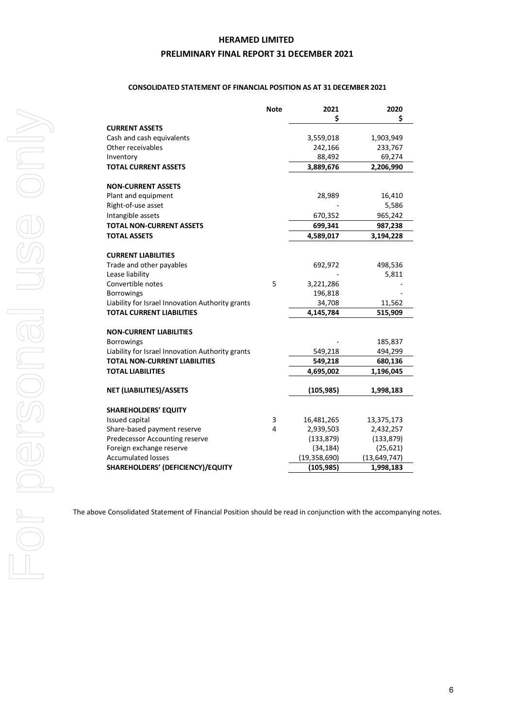# HERAMED LIMITED

## PRELIMINARY FINAL REPORT 31 DECEMBER 2021

### CONSOLIDATED STATEMENT OF FINANCIAL POSITION AS AT 31 DECEMBER 2021

| | Note | 2021<br>$ | 2020<br>$ |
|---|---|---|---|
| **CURRENT ASSETS** | | | |
| Cash and cash equivalents | | 3,559,018 | 1,903,949 |
| Other receivables | | 242,166 | 233,767 |
| Inventory | | 88,492 | 69,274 |
| **TOTAL CURRENT ASSETS** | | **3,889,676** | **2,206,990** |
| | | | |
| **NON-CURRENT ASSETS** | | | |
| Plant and equipment | | 28,989 | 16,410 |
| Right-of-use asset | | - | 5,586 |
| Intangible assets | | 670,352 | 965,242 |
| **TOTAL NON-CURRENT ASSETS** | | **699,341** | **987,238** |
| **TOTAL ASSETS** | | **4,589,017** | **3,194,228** |
| | | | |
| **CURRENT LIABILITIES** | | | |
| Trade and other payables | | 692,972 | 498,536 |
| Lease liability | | - | 5,811 |
| Convertible notes | 5 | 3,221,286 | - |
| Borrowings | | 196,818 | - |
| Liability for Israel Innovation Authority grants | | 34,708 | 11,562 |
| **TOTAL CURRENT LIABILITIES** | | **4,145,784** | **515,909** |
| | | | |
| **NON-CURRENT LIABILITIES** | | | |
| Borrowings | | - | 185,837 |
| Liability for Israel Innovation Authority grants | | 549,218 | 494,299 |
| **TOTAL NON-CURRENT LIABILITIES** | | **549,218** | **680,136** |
| **TOTAL LIABILITIES** | | **4,695,002** | **1,196,045** |
| | | | |
| **NET (LIABILITIES)/ASSETS** | | **(105,985)** | **1,998,183** |
| | | | |
| **SHAREHOLDERS' EQUITY** | | | |
| Issued capital | 3 | 16,481,265 | 13,375,173 |
| Share-based payment reserve | 4 | 2,939,503 | 2,432,257 |
| Predecessor Accounting reserve | | (133,879) | (133,879) |
| Foreign exchange reserve | | (34,184) | (25,621) |
| Accumulated losses | | (19,358,690) | (13,649,747) |
| **SHAREHOLDERS' (DEFICIENCY)/EQUITY** | | **(105,985)** | **1,998,183** |

The above Consolidated Statement of Financial Position should be read in conjunction with the accompanying notes.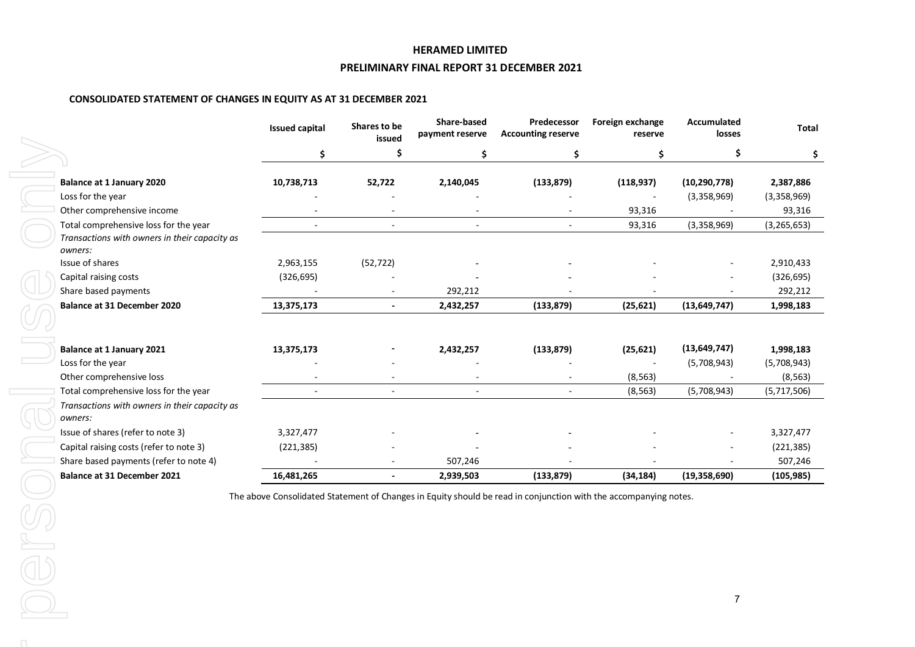**HERAMED LIMITED**

**PRELIMINARY FINAL REPORT 31 DECEMBER 2021**

**CONSOLIDATED STATEMENT OF CHANGES IN EQUITY AS AT 31 DECEMBER 2021**

| | Issued capital | Shares to be issued | Share-based payment reserve | Predecessor Accounting reserve | Foreign exchange reserve | Accumulated losses | Total |
|---|---|---|---|---|---|---|---|
| | $ | $ | $ | $ | $ | $ | $ |
| **Balance at 1 January 2020** | **10,738,713** | **52,722** | **2,140,045** | **(133,879)** | **(118,937)** | **(10,290,778)** | **2,387,886** |
| Loss for the year | - | - | - | - | - | (3,358,969) | (3,358,969) |
| Other comprehensive income | - | - | - | - | 93,316 | - | 93,316 |
| Total comprehensive loss for the year | - | - | - | - | 93,316 | (3,358,969) | (3,265,653) |
| *Transactions with owners in their capacity as owners:* | | | | | | | |
| Issue of shares | 2,963,155 | (52,722) | - | - | - | - | 2,910,433 |
| Capital raising costs | (326,695) | - | - | - | - | - | (326,695) |
| Share based payments | - | - | 292,212 | - | - | - | 292,212 |
| **Balance at 31 December 2020** | **13,375,173** | **-** | **2,432,257** | **(133,879)** | **(25,621)** | **(13,649,747)** | **1,998,183** |
| | | | | | | | |
| **Balance at 1 January 2021** | **13,375,173** | **-** | **2,432,257** | **(133,879)** | **(25,621)** | **(13,649,747)** | **1,998,183** |
| Loss for the year | - | - | - | - | - | (5,708,943) | (5,708,943) |
| Other comprehensive loss | - | - | - | - | (8,563) | - | (8,563) |
| Total comprehensive loss for the year | - | - | - | - | (8,563) | (5,708,943) | (5,717,506) |
| *Transactions with owners in their capacity as owners:* | | | | | | | |
| Issue of shares (refer to note 3) | 3,327,477 | - | - | - | - | - | 3,327,477 |
| Capital raising costs (refer to note 3) | (221,385) | - | - | - | - | - | (221,385) |
| Share based payments (refer to note 4) | - | - | 507,246 | - | - | - | 507,246 |
| **Balance at 31 December 2021** | **16,481,265** | **-** | **2,939,503** | **(133,879)** | **(34,184)** | **(19,358,690)** | **(105,985)** |

The above Consolidated Statement of Changes in Equity should be read in conjunction with the accompanying notes.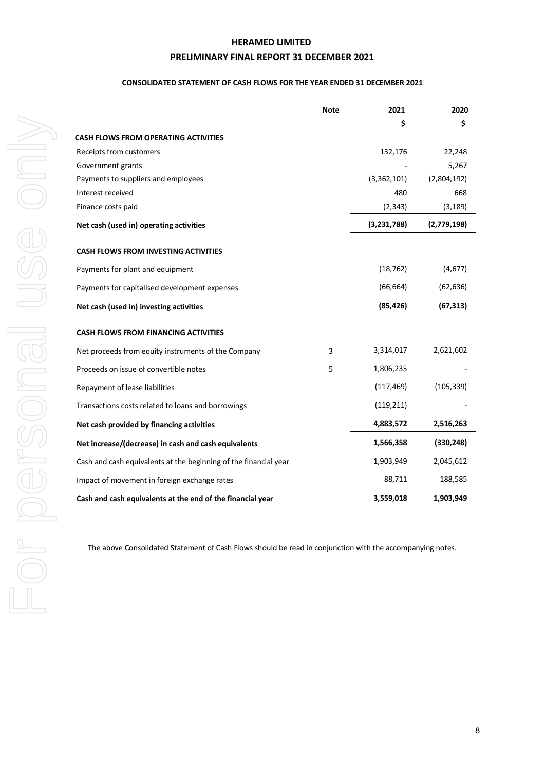# HERAMED LIMITED

## PRELIMINARY FINAL REPORT 31 DECEMBER 2021

### CONSOLIDATED STATEMENT OF CASH FLOWS FOR THE YEAR ENDED 31 DECEMBER 2021

| | Note | 2021 | 2020 |
|---|---|---|---|
| | | $ | $ |
| **CASH FLOWS FROM OPERATING ACTIVITIES** | | | |
| Receipts from customers | | 132,176 | 22,248 |
| Government grants | | - | 5,267 |
| Payments to suppliers and employees | | (3,362,101) | (2,804,192) |
| Interest received | | 480 | 668 |
| Finance costs paid | | (2,343) | (3,189) |
| **Net cash (used in) operating activities** | | **(3,231,788)** | **(2,779,198)** |
| **CASH FLOWS FROM INVESTING ACTIVITIES** | | | |
| Payments for plant and equipment | | (18,762) | (4,677) |
| Payments for capitalised development expenses | | (66,664) | (62,636) |
| **Net cash (used in) investing activities** | | **(85,426)** | **(67,313)** |
| **CASH FLOWS FROM FINANCING ACTIVITIES** | | | |
| Net proceeds from equity instruments of the Company | 3 | 3,314,017 | 2,621,602 |
| Proceeds on issue of convertible notes | 5 | 1,806,235 | - |
| Repayment of lease liabilities | | (117,469) | (105,339) |
| Transactions costs related to loans and borrowings | | (119,211) | - |
| **Net cash provided by financing activities** | | **4,883,572** | **2,516,263** |
| **Net increase/(decrease) in cash and cash equivalents** | | **1,566,358** | **(330,248)** |
| Cash and cash equivalents at the beginning of the financial year | | 1,903,949 | 2,045,612 |
| Impact of movement in foreign exchange rates | | 88,711 | 188,585 |
| **Cash and cash equivalents at the end of the financial year** | | **3,559,018** | **1,903,949** |

The above Consolidated Statement of Cash Flows should be read in conjunction with the accompanying notes.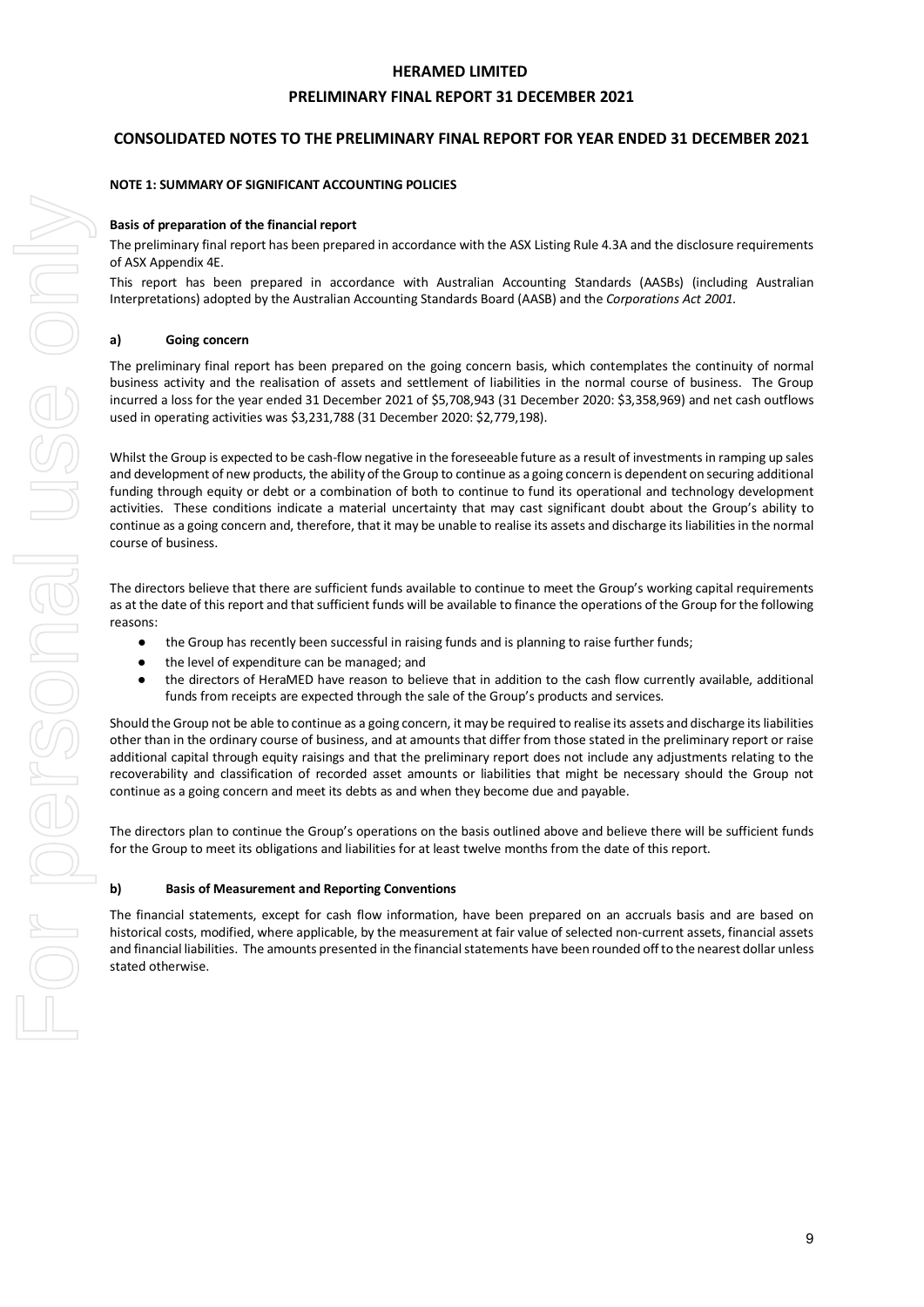# HERAMED LIMITED

## PRELIMINARY FINAL REPORT 31 DECEMBER 2021

## CONSOLIDATED NOTES TO THE PRELIMINARY FINAL REPORT FOR YEAR ENDED 31 DECEMBER 2021

### NOTE 1: SUMMARY OF SIGNIFICANT ACCOUNTING POLICIES

**Basis of preparation of the financial report**

The preliminary final report has been prepared in accordance with the ASX Listing Rule 4.3A and the disclosure requirements of ASX Appendix 4E.

This report has been prepared in accordance with Australian Accounting Standards (AASBs) (including Australian Interpretations) adopted by the Australian Accounting Standards Board (AASB) and the *Corporations Act 2001*.

**a) Going concern**

The preliminary final report has been prepared on the going concern basis, which contemplates the continuity of normal business activity and the realisation of assets and settlement of liabilities in the normal course of business. The Group incurred a loss for the year ended 31 December 2021 of $5,708,943 (31 December 2020: $3,358,969) and net cash outflows used in operating activities was $3,231,788 (31 December 2020: $2,779,198).

Whilst the Group is expected to be cash-flow negative in the foreseeable future as a result of investments in ramping up sales and development of new products, the ability of the Group to continue as a going concern is dependent on securing additional funding through equity or debt or a combination of both to continue to fund its operational and technology development activities. These conditions indicate a material uncertainty that may cast significant doubt about the Group's ability to continue as a going concern and, therefore, that it may be unable to realise its assets and discharge its liabilities in the normal course of business.

The directors believe that there are sufficient funds available to continue to meet the Group's working capital requirements as at the date of this report and that sufficient funds will be available to finance the operations of the Group for the following reasons:

- the Group has recently been successful in raising funds and is planning to raise further funds;
- the level of expenditure can be managed; and
- the directors of HeraMED have reason to believe that in addition to the cash flow currently available, additional funds from receipts are expected through the sale of the Group's products and services.

Should the Group not be able to continue as a going concern, it may be required to realise its assets and discharge its liabilities other than in the ordinary course of business, and at amounts that differ from those stated in the preliminary report or raise additional capital through equity raisings and that the preliminary report does not include any adjustments relating to the recoverability and classification of recorded asset amounts or liabilities that might be necessary should the Group not continue as a going concern and meet its debts as and when they become due and payable.

The directors plan to continue the Group's operations on the basis outlined above and believe there will be sufficient funds for the Group to meet its obligations and liabilities for at least twelve months from the date of this report.

**b) Basis of Measurement and Reporting Conventions**

The financial statements, except for cash flow information, have been prepared on an accruals basis and are based on historical costs, modified, where applicable, by the measurement at fair value of selected non-current assets, financial assets and financial liabilities. The amounts presented in the financial statements have been rounded off to the nearest dollar unless stated otherwise.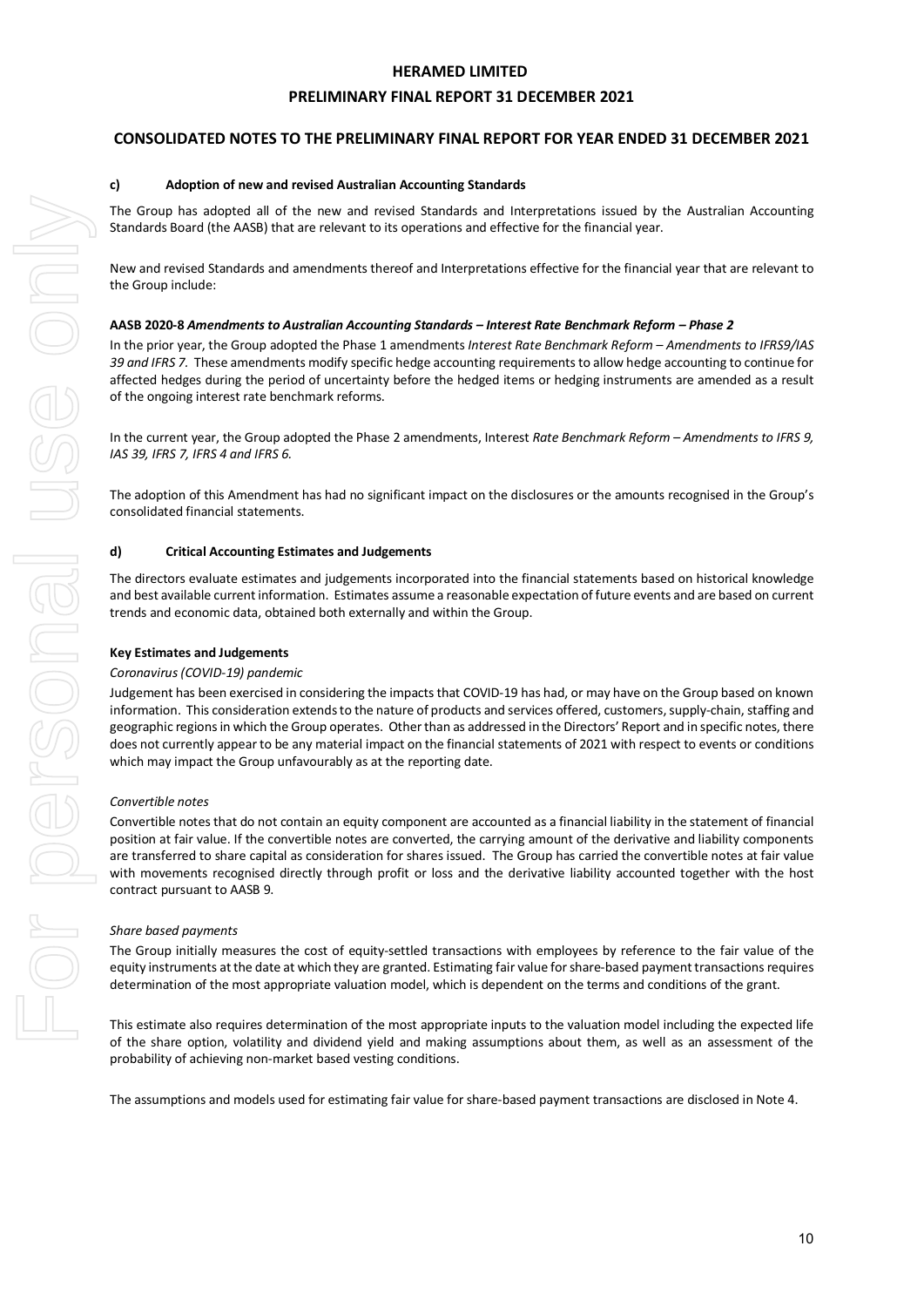# HERAMED LIMITED

## PRELIMINARY FINAL REPORT 31 DECEMBER 2021

## CONSOLIDATED NOTES TO THE PRELIMINARY FINAL REPORT FOR YEAR ENDED 31 DECEMBER 2021

### c) Adoption of new and revised Australian Accounting Standards

The Group has adopted all of the new and revised Standards and Interpretations issued by the Australian Accounting Standards Board (the AASB) that are relevant to its operations and effective for the financial year.

New and revised Standards and amendments thereof and Interpretations effective for the financial year that are relevant to the Group include:

**AASB 2020-8 *Amendments to Australian Accounting Standards – Interest Rate Benchmark Reform – Phase 2***

In the prior year, the Group adopted the Phase 1 amendments *Interest Rate Benchmark Reform – Amendments to IFRS9/IAS 39 and IFRS 7.* These amendments modify specific hedge accounting requirements to allow hedge accounting to continue for affected hedges during the period of uncertainty before the hedged items or hedging instruments are amended as a result of the ongoing interest rate benchmark reforms.

In the current year, the Group adopted the Phase 2 amendments, Interest *Rate Benchmark Reform – Amendments to IFRS 9, IAS 39, IFRS 7, IFRS 4 and IFRS 6.*

The adoption of this Amendment has had no significant impact on the disclosures or the amounts recognised in the Group's consolidated financial statements.

### d) Critical Accounting Estimates and Judgements

The directors evaluate estimates and judgements incorporated into the financial statements based on historical knowledge and best available current information. Estimates assume a reasonable expectation of future events and are based on current trends and economic data, obtained both externally and within the Group.

**Key Estimates and Judgements**

*Coronavirus (COVID-19) pandemic*

Judgement has been exercised in considering the impacts that COVID-19 has had, or may have on the Group based on known information. This consideration extends to the nature of products and services offered, customers, supply-chain, staffing and geographic regions in which the Group operates. Other than as addressed in the Directors' Report and in specific notes, there does not currently appear to be any material impact on the financial statements of 2021 with respect to events or conditions which may impact the Group unfavourably as at the reporting date.

*Convertible notes*

Convertible notes that do not contain an equity component are accounted as a financial liability in the statement of financial position at fair value. If the convertible notes are converted, the carrying amount of the derivative and liability components are transferred to share capital as consideration for shares issued. The Group has carried the convertible notes at fair value with movements recognised directly through profit or loss and the derivative liability accounted together with the host contract pursuant to AASB 9.

*Share based payments*

The Group initially measures the cost of equity-settled transactions with employees by reference to the fair value of the equity instruments at the date at which they are granted. Estimating fair value for share-based payment transactions requires determination of the most appropriate valuation model, which is dependent on the terms and conditions of the grant.

This estimate also requires determination of the most appropriate inputs to the valuation model including the expected life of the share option, volatility and dividend yield and making assumptions about them, as well as an assessment of the probability of achieving non-market based vesting conditions.

The assumptions and models used for estimating fair value for share-based payment transactions are disclosed in Note 4.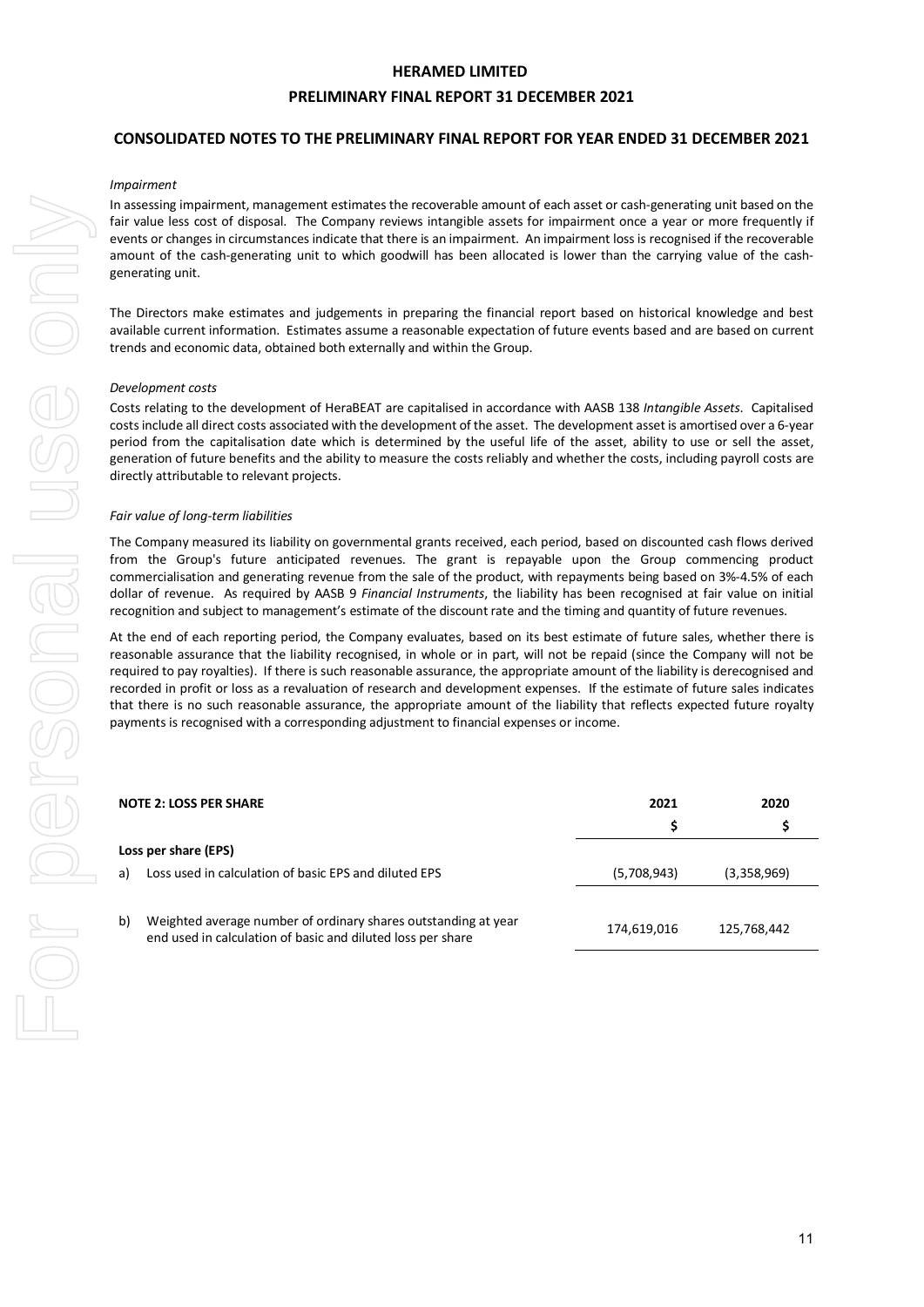## CONSOLIDATED NOTES TO THE PRELIMINARY FINAL REPORT FOR YEAR ENDED 31 DECEMBER 2021

*Impairment*

In assessing impairment, management estimates the recoverable amount of each asset or cash-generating unit based on the fair value less cost of disposal. The Company reviews intangible assets for impairment once a year or more frequently if events or changes in circumstances indicate that there is an impairment. An impairment loss is recognised if the recoverable amount of the cash-generating unit to which goodwill has been allocated is lower than the carrying value of the cash-generating unit.

The Directors make estimates and judgements in preparing the financial report based on historical knowledge and best available current information. Estimates assume a reasonable expectation of future events based and are based on current trends and economic data, obtained both externally and within the Group.

*Development costs*

Costs relating to the development of HeraBEAT are capitalised in accordance with AASB 138 *Intangible Assets*. Capitalised costs include all direct costs associated with the development of the asset. The development asset is amortised over a 6-year period from the capitalisation date which is determined by the useful life of the asset, ability to use or sell the asset, generation of future benefits and the ability to measure the costs reliably and whether the costs, including payroll costs are directly attributable to relevant projects.

*Fair value of long-term liabilities*

The Company measured its liability on governmental grants received, each period, based on discounted cash flows derived from the Group's future anticipated revenues. The grant is repayable upon the Group commencing product commercialisation and generating revenue from the sale of the product, with repayments being based on 3%-4.5% of each dollar of revenue. As required by AASB 9 *Financial Instruments*, the liability has been recognised at fair value on initial recognition and subject to management's estimate of the discount rate and the timing and quantity of future revenues.

At the end of each reporting period, the Company evaluates, based on its best estimate of future sales, whether there is reasonable assurance that the liability recognised, in whole or in part, will not be repaid (since the Company will not be required to pay royalties). If there is such reasonable assurance, the appropriate amount of the liability is derecognised and recorded in profit or loss as a revaluation of research and development expenses. If the estimate of future sales indicates that there is no such reasonable assurance, the appropriate amount of the liability that reflects expected future royalty payments is recognised with a corresponding adjustment to financial expenses or income.

| **NOTE 2: LOSS PER SHARE** | **2021** | **2020** |
|---|---|---|
| | **$** | **$** |
| **Loss per share (EPS)** | | |
| a) Loss used in calculation of basic EPS and diluted EPS | (5,708,943) | (3,358,969) |
| b) Weighted average number of ordinary shares outstanding at year end used in calculation of basic and diluted loss per share | 174,619,016 | 125,768,442 |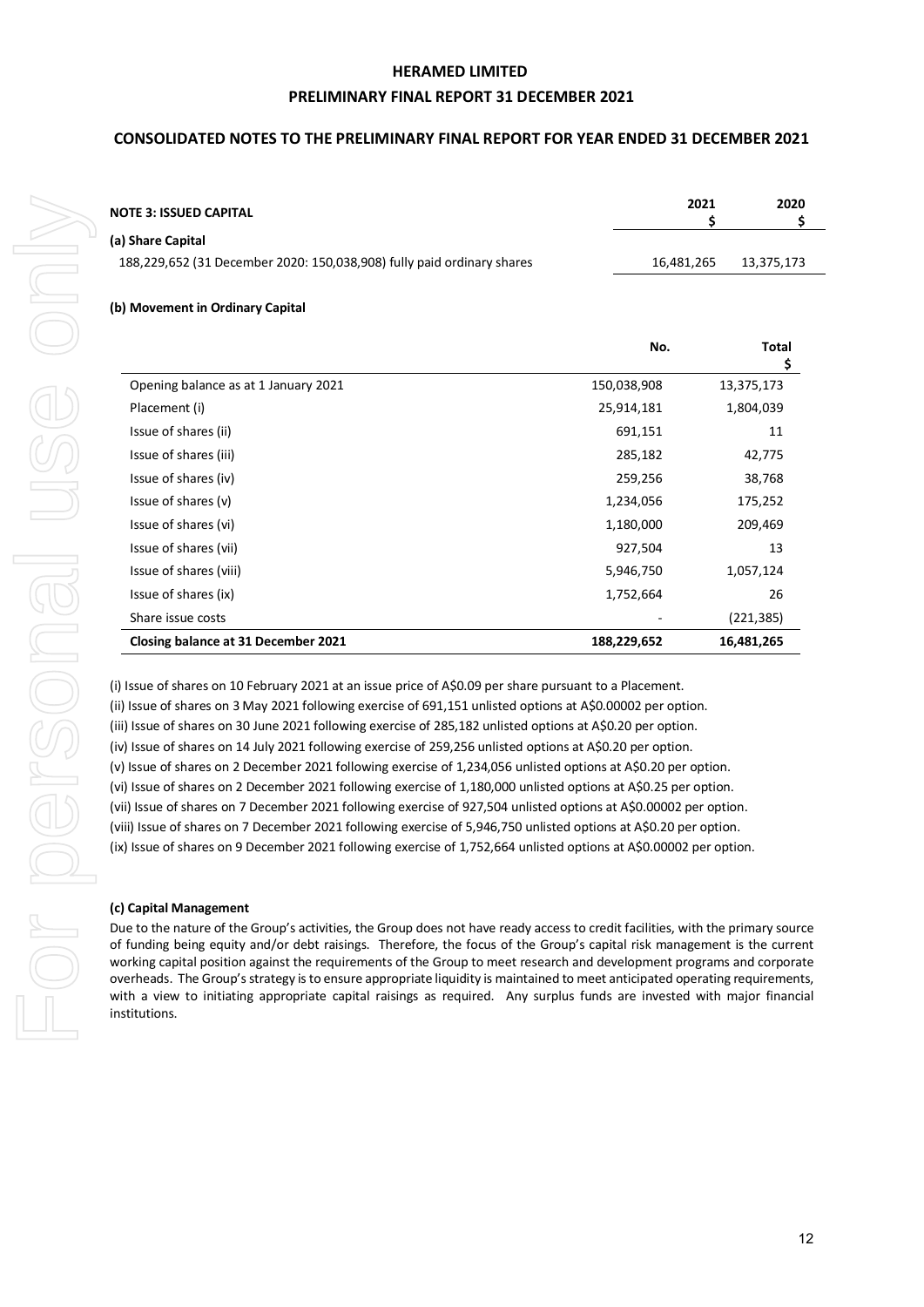## CONSOLIDATED NOTES TO THE PRELIMINARY FINAL REPORT FOR YEAR ENDED 31 DECEMBER 2021

### NOTE 3: ISSUED CAPITAL

| | 2021 $ | 2020 $ |
|---|---|---|
| **(a) Share Capital** | | |
| 188,229,652 (31 December 2020: 150,038,908) fully paid ordinary shares | 16,481,265 | 13,375,173 |

**(b) Movement in Ordinary Capital**

| | No. | Total $ |
|---|---|---|
| Opening balance as at 1 January 2021 | 150,038,908 | 13,375,173 |
| Placement (i) | 25,914,181 | 1,804,039 |
| Issue of shares (ii) | 691,151 | 11 |
| Issue of shares (iii) | 285,182 | 42,775 |
| Issue of shares (iv) | 259,256 | 38,768 |
| Issue of shares (v) | 1,234,056 | 175,252 |
| Issue of shares (vi) | 1,180,000 | 209,469 |
| Issue of shares (vii) | 927,504 | 13 |
| Issue of shares (viii) | 5,946,750 | 1,057,124 |
| Issue of shares (ix) | 1,752,664 | 26 |
| Share issue costs | - | (221,385) |
| **Closing balance at 31 December 2021** | **188,229,652** | **16,481,265** |

(i) Issue of shares on 10 February 2021 at an issue price of A$0.09 per share pursuant to a Placement.
(ii) Issue of shares on 3 May 2021 following exercise of 691,151 unlisted options at A$0.00002 per option.
(iii) Issue of shares on 30 June 2021 following exercise of 285,182 unlisted options at A$0.20 per option.
(iv) Issue of shares on 14 July 2021 following exercise of 259,256 unlisted options at A$0.20 per option.
(v) Issue of shares on 2 December 2021 following exercise of 1,234,056 unlisted options at A$0.20 per option.
(vi) Issue of shares on 2 December 2021 following exercise of 1,180,000 unlisted options at A$0.25 per option.
(vii) Issue of shares on 7 December 2021 following exercise of 927,504 unlisted options at A$0.00002 per option.
(viii) Issue of shares on 7 December 2021 following exercise of 5,946,750 unlisted options at A$0.20 per option.
(ix) Issue of shares on 9 December 2021 following exercise of 1,752,664 unlisted options at A$0.00002 per option.

**(c) Capital Management**

Due to the nature of the Group's activities, the Group does not have ready access to credit facilities, with the primary source of funding being equity and/or debt raisings. Therefore, the focus of the Group's capital risk management is the current working capital position against the requirements of the Group to meet research and development programs and corporate overheads. The Group's strategy is to ensure appropriate liquidity is maintained to meet anticipated operating requirements, with a view to initiating appropriate capital raisings as required. Any surplus funds are invested with major financial institutions.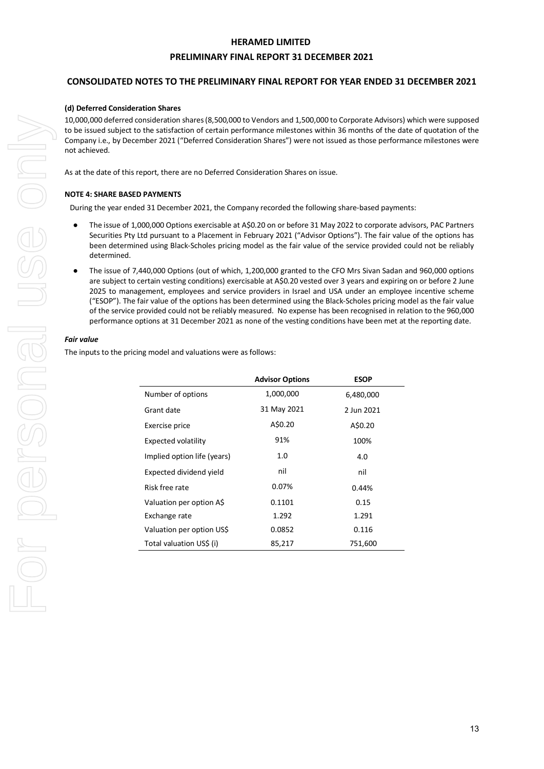# HERAMED LIMITED

## PRELIMINARY FINAL REPORT 31 DECEMBER 2021

## CONSOLIDATED NOTES TO THE PRELIMINARY FINAL REPORT FOR YEAR ENDED 31 DECEMBER 2021

**(d) Deferred Consideration Shares**

10,000,000 deferred consideration shares (8,500,000 to Vendors and 1,500,000 to Corporate Advisors) which were supposed to be issued subject to the satisfaction of certain performance milestones within 36 months of the date of quotation of the Company i.e., by December 2021 ("Deferred Consideration Shares") were not issued as those performance milestones were not achieved.

As at the date of this report, there are no Deferred Consideration Shares on issue.

**NOTE 4: SHARE BASED PAYMENTS**

During the year ended 31 December 2021, the Company recorded the following share-based payments:

- The issue of 1,000,000 Options exercisable at A$0.20 on or before 31 May 2022 to corporate advisors, PAC Partners Securities Pty Ltd pursuant to a Placement in February 2021 ("Advisor Options"). The fair value of the options has been determined using Black-Scholes pricing model as the fair value of the service provided could not be reliably determined.
- The issue of 7,440,000 Options (out of which, 1,200,000 granted to the CFO Mrs Sivan Sadan and 960,000 options are subject to certain vesting conditions) exercisable at A$0.20 vested over 3 years and expiring on or before 2 June 2025 to management, employees and service providers in Israel and USA under an employee incentive scheme ("ESOP"). The fair value of the options has been determined using the Black-Scholes pricing model as the fair value of the service provided could not be reliably measured. No expense has been recognised in relation to the 960,000 performance options at 31 December 2021 as none of the vesting conditions have been met at the reporting date.

***Fair value***

The inputs to the pricing model and valuations were as follows:

| | Advisor Options | ESOP |
|---|---|---|
| Number of options | 1,000,000 | 6,480,000 |
| Grant date | 31 May 2021 | 2 Jun 2021 |
| Exercise price | A$0.20 | A$0.20 |
| Expected volatility | 91% | 100% |
| Implied option life (years) | 1.0 | 4.0 |
| Expected dividend yield | nil | nil |
| Risk free rate | 0.07% | 0.44% |
| Valuation per option A$ | 0.1101 | 0.15 |
| Exchange rate | 1.292 | 1.291 |
| Valuation per option US$ | 0.0852 | 0.116 |
| Total valuation US$ (i) | 85,217 | 751,600 |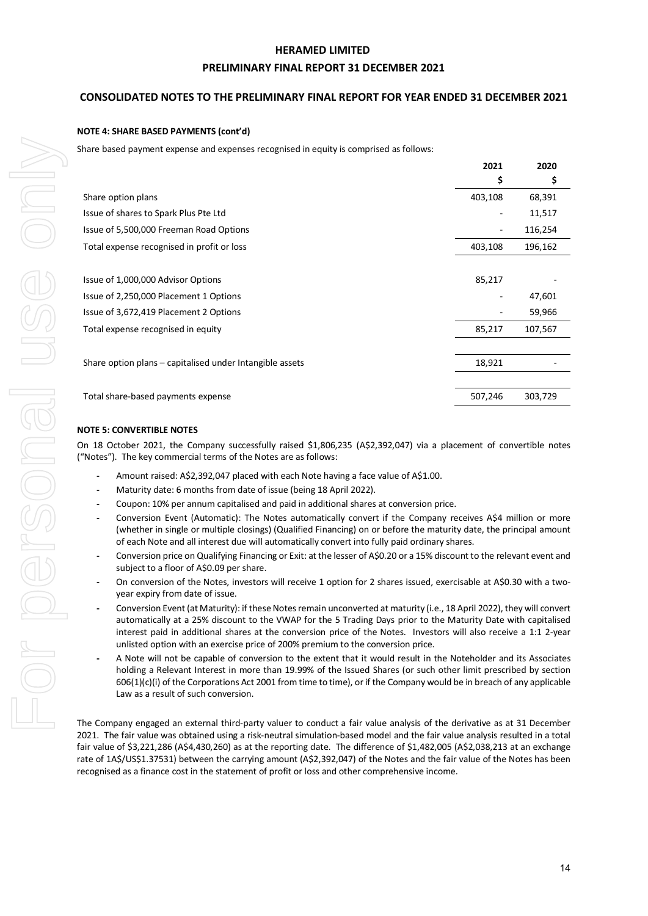**HERAMED LIMITED**

**PRELIMINARY FINAL REPORT 31 DECEMBER 2021**

## CONSOLIDATED NOTES TO THE PRELIMINARY FINAL REPORT FOR YEAR ENDED 31 DECEMBER 2021

### NOTE 4: SHARE BASED PAYMENTS (cont'd)

Share based payment expense and expenses recognised in equity is comprised as follows:

| | 2021 | 2020 |
|---|---|---|
| | $ | $ |
| Share option plans | 403,108 | 68,391 |
| Issue of shares to Spark Plus Pte Ltd | - | 11,517 |
| Issue of 5,500,000 Freeman Road Options | - | 116,254 |
| Total expense recognised in profit or loss | 403,108 | 196,162 |
| | | |
| Issue of 1,000,000 Advisor Options | 85,217 | - |
| Issue of 2,250,000 Placement 1 Options | - | 47,601 |
| Issue of 3,672,419 Placement 2 Options | - | 59,966 |
| Total expense recognised in equity | 85,217 | 107,567 |
| | | |
| Share option plans – capitalised under Intangible assets | 18,921 | - |
| | | |
| Total share-based payments expense | 507,246 | 303,729 |

### NOTE 5: CONVERTIBLE NOTES

On 18 October 2021, the Company successfully raised $1,806,235 (A$2,392,047) via a placement of convertible notes ("Notes"). The key commercial terms of the Notes are as follows:

- Amount raised: A$2,392,047 placed with each Note having a face value of A$1.00.
- Maturity date: 6 months from date of issue (being 18 April 2022).
- Coupon: 10% per annum capitalised and paid in additional shares at conversion price.
- Conversion Event (Automatic): The Notes automatically convert if the Company receives A$4 million or more (whether in single or multiple closings) (Qualified Financing) on or before the maturity date, the principal amount of each Note and all interest due will automatically convert into fully paid ordinary shares.
- Conversion price on Qualifying Financing or Exit: at the lesser of A$0.20 or a 15% discount to the relevant event and subject to a floor of A$0.09 per share.
- On conversion of the Notes, investors will receive 1 option for 2 shares issued, exercisable at A$0.30 with a two-year expiry from date of issue.
- Conversion Event (at Maturity): if these Notes remain unconverted at maturity (i.e., 18 April 2022), they will convert automatically at a 25% discount to the VWAP for the 5 Trading Days prior to the Maturity Date with capitalised interest paid in additional shares at the conversion price of the Notes. Investors will also receive a 1:1 2-year unlisted option with an exercise price of 200% premium to the conversion price.
- A Note will not be capable of conversion to the extent that it would result in the Noteholder and its Associates holding a Relevant Interest in more than 19.99% of the Issued Shares (or such other limit prescribed by section 606(1)(c)(i) of the Corporations Act 2001 from time to time), or if the Company would be in breach of any applicable Law as a result of such conversion.

The Company engaged an external third-party valuer to conduct a fair value analysis of the derivative as at 31 December 2021. The fair value was obtained using a risk-neutral simulation-based model and the fair value analysis resulted in a total fair value of $3,221,286 (A$4,430,260) as at the reporting date. The difference of $1,482,005 (A$2,038,213 at an exchange rate of 1A$/US$1.37531) between the carrying amount (A$2,392,047) of the Notes and the fair value of the Notes has been recognised as a finance cost in the statement of profit or loss and other comprehensive income.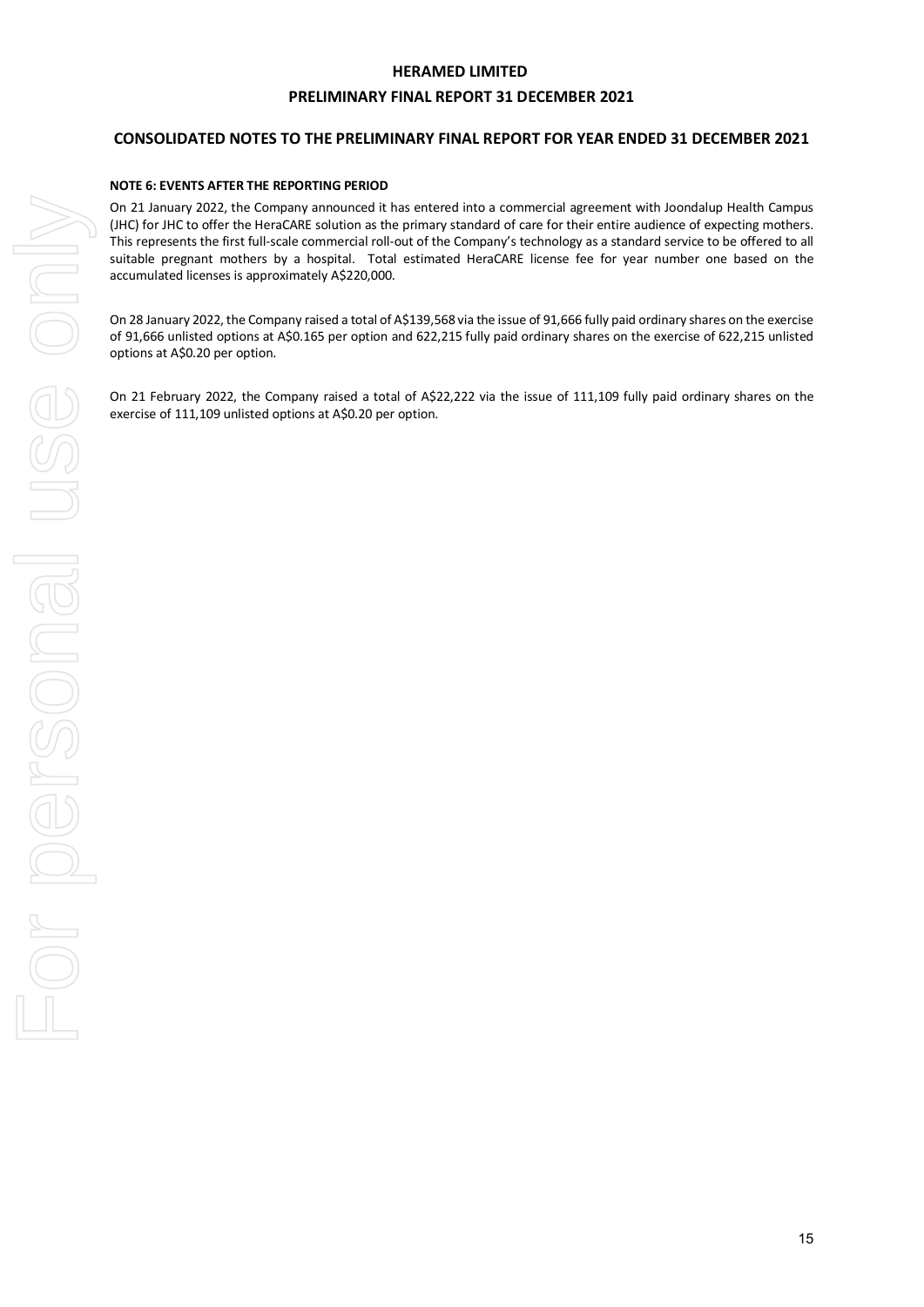## CONSOLIDATED NOTES TO THE PRELIMINARY FINAL REPORT FOR YEAR ENDED 31 DECEMBER 2021

### NOTE 6: EVENTS AFTER THE REPORTING PERIOD

On 21 January 2022, the Company announced it has entered into a commercial agreement with Joondalup Health Campus (JHC) for JHC to offer the HeraCARE solution as the primary standard of care for their entire audience of expecting mothers. This represents the first full-scale commercial roll-out of the Company's technology as a standard service to be offered to all suitable pregnant mothers by a hospital. Total estimated HeraCARE license fee for year number one based on the accumulated licenses is approximately A$220,000.

On 28 January 2022, the Company raised a total of A$139,568 via the issue of 91,666 fully paid ordinary shares on the exercise of 91,666 unlisted options at A$0.165 per option and 622,215 fully paid ordinary shares on the exercise of 622,215 unlisted options at A$0.20 per option.

On 21 February 2022, the Company raised a total of A$22,222 via the issue of 111,109 fully paid ordinary shares on the exercise of 111,109 unlisted options at A$0.20 per option.